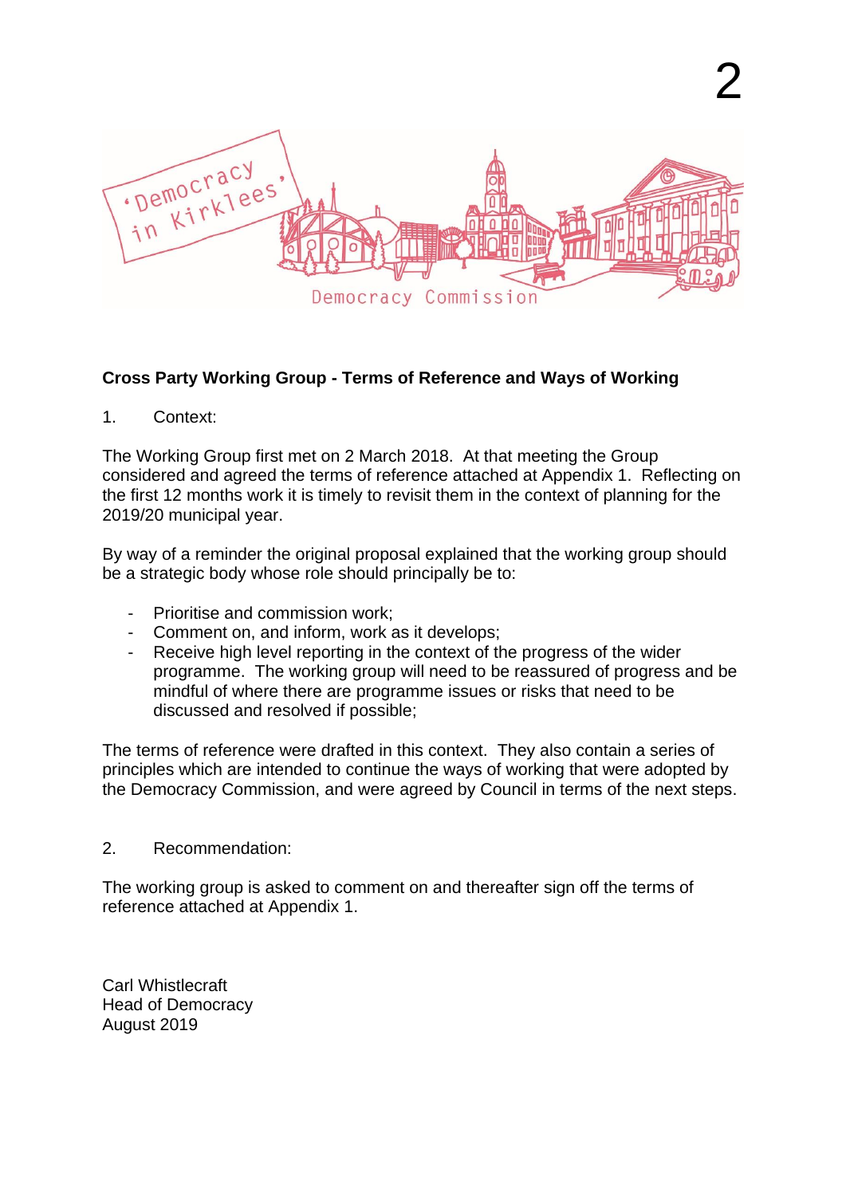**Cross Party Working Group - Terms of Reference and Ways of Working**

1. Context:

The Working Group first met on 2 March 2018. At that meeting the Group considered and agreed the terms of reference attached at Appendix 1. Reflecting on the first 12 months work it is timely to revisit them in the context of planning for the 2019/20 municipal year.

By way of a reminder the original proposal explained that the working group should be a strategic body whose role should principally be to:

- Prioritise and commission work;
- Comment on, and inform, work as it develops;
- Receive high level reporting in the context of the progress of the wider programme. The working group will need to be reassured of progress and be mindful of where there are programme issues or risks that need to be discussed and resolved if possible;

The terms of reference were drafted in this context. They also contain a series of principles which are intended to continue the ways of working that were adopted by the Democracy Commission, and were agreed by Council in terms of the next steps.

2. Recommendation:

The working group is asked to comment on and thereafter sign off the terms of reference attached at Appendix 1.

Carl Whistlecraft
Head of Democracy
August 2019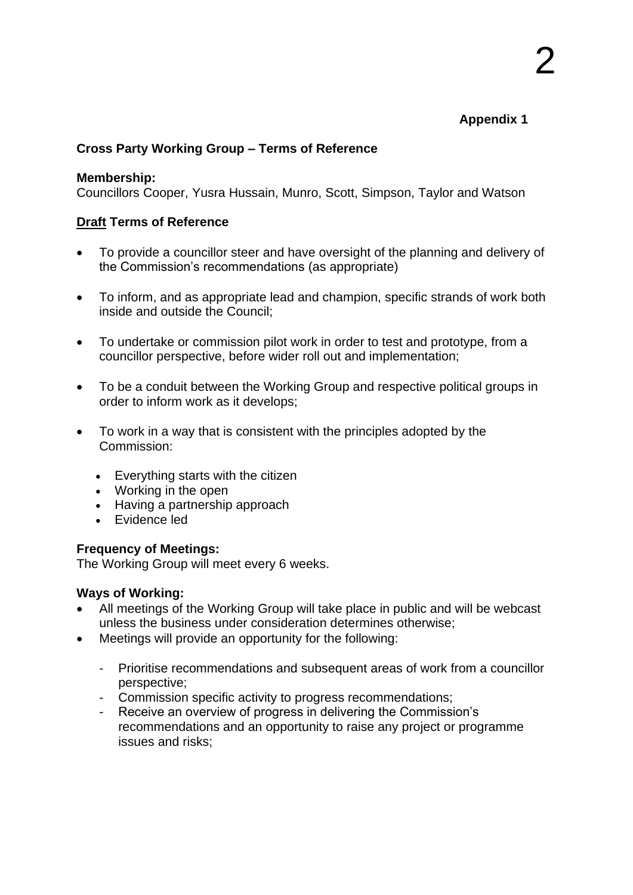**Appendix 1**

**Cross Party Working Group – Terms of Reference**

**Membership:**
Councillors Cooper, Yusra Hussain, Munro, Scott, Simpson, Taylor and Watson

**Draft Terms of Reference**

- To provide a councillor steer and have oversight of the planning and delivery of the Commission's recommendations (as appropriate)

- To inform, and as appropriate lead and champion, specific strands of work both inside and outside the Council;

- To undertake or commission pilot work in order to test and prototype, from a councillor perspective, before wider roll out and implementation;

- To be a conduit between the Working Group and respective political groups in order to inform work as it develops;

- To work in a way that is consistent with the principles adopted by the Commission:
  - Everything starts with the citizen
  - Working in the open
  - Having a partnership approach
  - Evidence led

**Frequency of Meetings:**
The Working Group will meet every 6 weeks.

**Ways of Working:**

- All meetings of the Working Group will take place in public and will be webcast unless the business under consideration determines otherwise;
- Meetings will provide an opportunity for the following:
  - Prioritise recommendations and subsequent areas of work from a councillor perspective;
  - Commission specific activity to progress recommendations;
  - Receive an overview of progress in delivering the Commission's recommendations and an opportunity to raise any project or programme issues and risks;